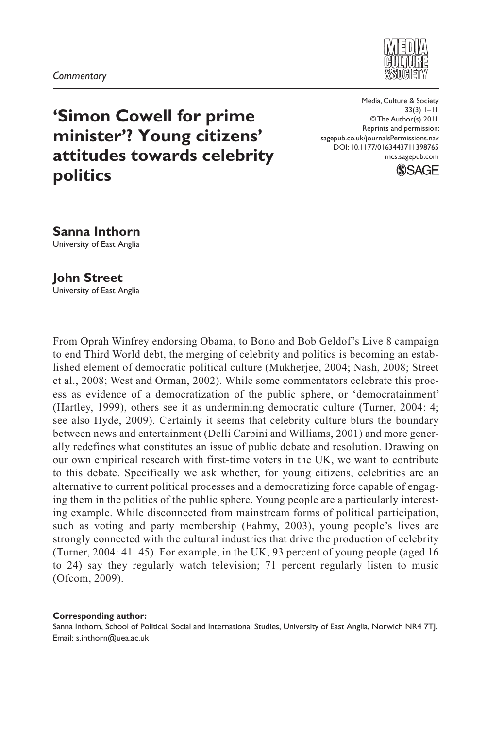*Commentary*

# 'Simon Cowell for prime minister'? Young citizens' attitudes towards celebrity politics

**Sanna Inthorn**
University of East Anglia

**John Street**
University of East Anglia

From Oprah Winfrey endorsing Obama, to Bono and Bob Geldof's Live 8 campaign to end Third World debt, the merging of celebrity and politics is becoming an established element of democratic political culture (Mukherjee, 2004; Nash, 2008; Street et al., 2008; West and Orman, 2002). While some commentators celebrate this process as evidence of a democratization of the public sphere, or 'democratainment' (Hartley, 1999), others see it as undermining democratic culture (Turner, 2004: 4; see also Hyde, 2009). Certainly it seems that celebrity culture blurs the boundary between news and entertainment (Delli Carpini and Williams, 2001) and more generally redefines what constitutes an issue of public debate and resolution. Drawing on our own empirical research with first-time voters in the UK, we want to contribute to this debate. Specifically we ask whether, for young citizens, celebrities are an alternative to current political processes and a democratizing force capable of engaging them in the politics of the public sphere. Young people are a particularly interesting example. While disconnected from mainstream forms of political participation, such as voting and party membership (Fahmy, 2003), young people's lives are strongly connected with the cultural industries that drive the production of celebrity (Turner, 2004: 41–45). For example, in the UK, 93 percent of young people (aged 16 to 24) say they regularly watch television; 71 percent regularly listen to music (Ofcom, 2009).

**Corresponding author:**
Sanna Inthorn, School of Political, Social and International Studies, University of East Anglia, Norwich NR4 7TJ. Email: s.inthorn@uea.ac.uk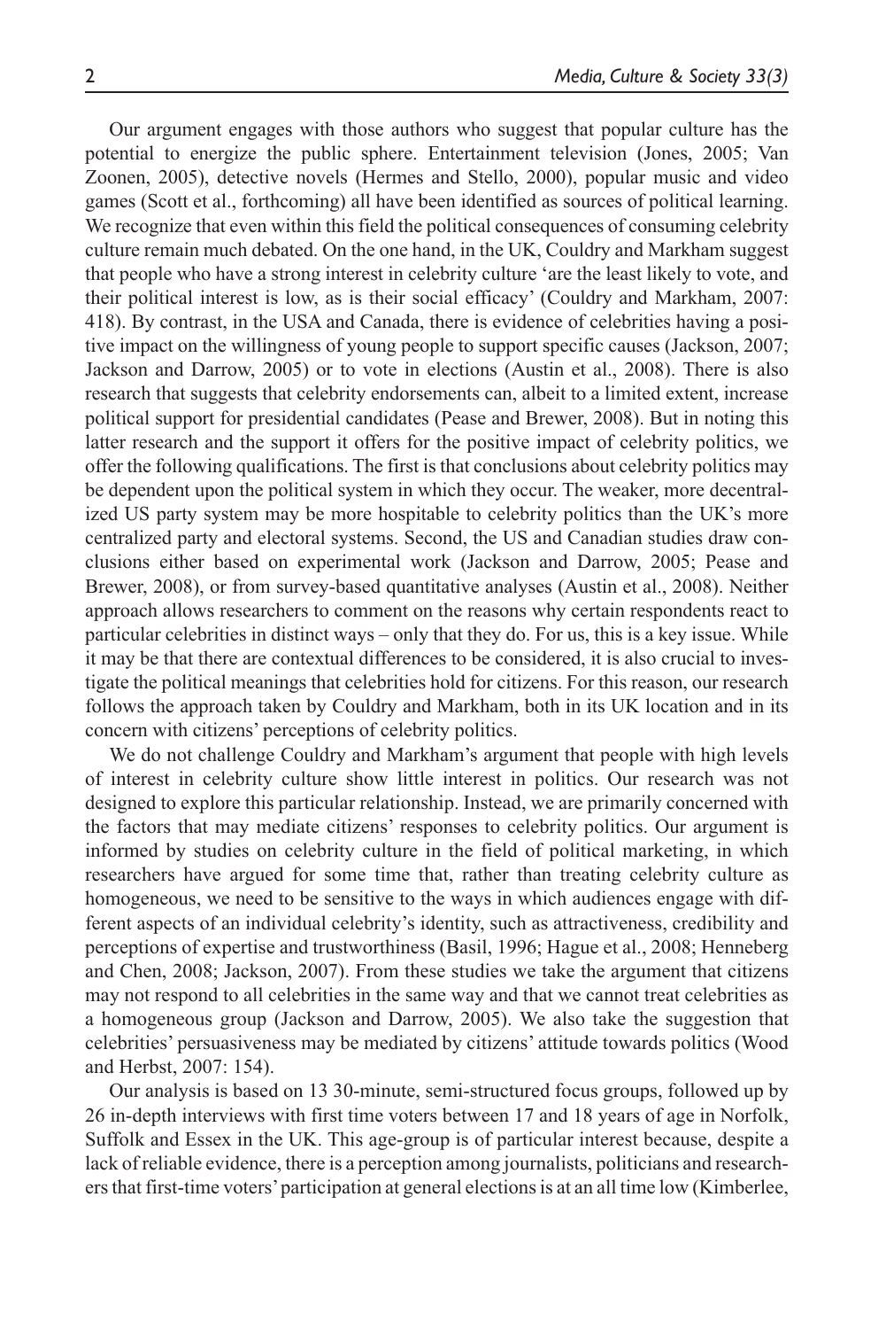Our argument engages with those authors who suggest that popular culture has the potential to energize the public sphere. Entertainment television (Jones, 2005; Van Zoonen, 2005), detective novels (Hermes and Stello, 2000), popular music and video games (Scott et al., forthcoming) all have been identified as sources of political learning. We recognize that even within this field the political consequences of consuming celebrity culture remain much debated. On the one hand, in the UK, Couldry and Markham suggest that people who have a strong interest in celebrity culture 'are the least likely to vote, and their political interest is low, as is their social efficacy' (Couldry and Markham, 2007: 418). By contrast, in the USA and Canada, there is evidence of celebrities having a positive impact on the willingness of young people to support specific causes (Jackson, 2007; Jackson and Darrow, 2005) or to vote in elections (Austin et al., 2008). There is also research that suggests that celebrity endorsements can, albeit to a limited extent, increase political support for presidential candidates (Pease and Brewer, 2008). But in noting this latter research and the support it offers for the positive impact of celebrity politics, we offer the following qualifications. The first is that conclusions about celebrity politics may be dependent upon the political system in which they occur. The weaker, more decentralized US party system may be more hospitable to celebrity politics than the UK's more centralized party and electoral systems. Second, the US and Canadian studies draw conclusions either based on experimental work (Jackson and Darrow, 2005; Pease and Brewer, 2008), or from survey-based quantitative analyses (Austin et al., 2008). Neither approach allows researchers to comment on the reasons why certain respondents react to particular celebrities in distinct ways – only that they do. For us, this is a key issue. While it may be that there are contextual differences to be considered, it is also crucial to investigate the political meanings that celebrities hold for citizens. For this reason, our research follows the approach taken by Couldry and Markham, both in its UK location and in its concern with citizens' perceptions of celebrity politics.

We do not challenge Couldry and Markham's argument that people with high levels of interest in celebrity culture show little interest in politics. Our research was not designed to explore this particular relationship. Instead, we are primarily concerned with the factors that may mediate citizens' responses to celebrity politics. Our argument is informed by studies on celebrity culture in the field of political marketing, in which researchers have argued for some time that, rather than treating celebrity culture as homogeneous, we need to be sensitive to the ways in which audiences engage with different aspects of an individual celebrity's identity, such as attractiveness, credibility and perceptions of expertise and trustworthiness (Basil, 1996; Hague et al., 2008; Henneberg and Chen, 2008; Jackson, 2007). From these studies we take the argument that citizens may not respond to all celebrities in the same way and that we cannot treat celebrities as a homogeneous group (Jackson and Darrow, 2005). We also take the suggestion that celebrities' persuasiveness may be mediated by citizens' attitude towards politics (Wood and Herbst, 2007: 154).

Our analysis is based on 13 30-minute, semi-structured focus groups, followed up by 26 in-depth interviews with first time voters between 17 and 18 years of age in Norfolk, Suffolk and Essex in the UK. This age-group is of particular interest because, despite a lack of reliable evidence, there is a perception among journalists, politicians and researchers that first-time voters' participation at general elections is at an all time low (Kimberlee,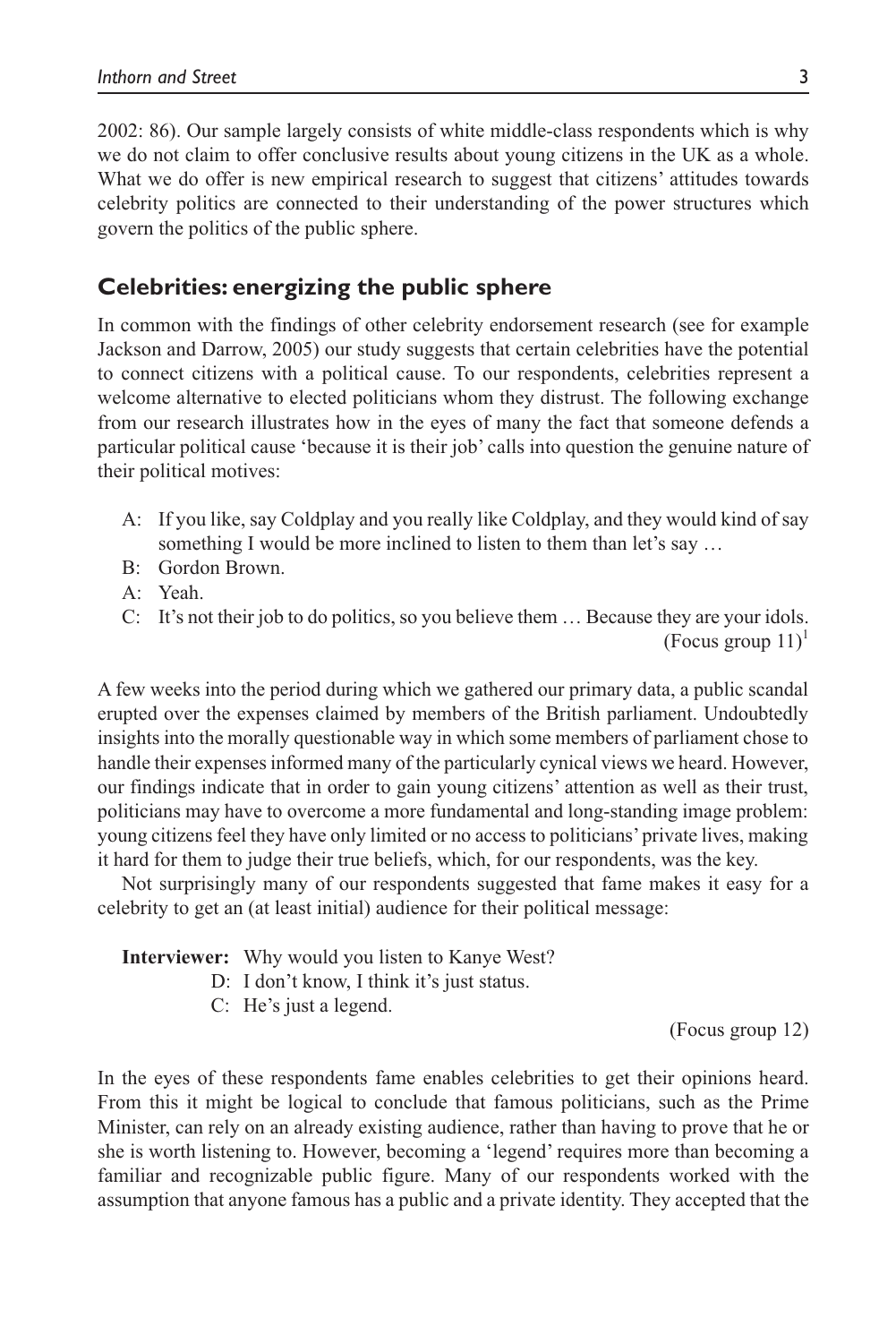2002: 86). Our sample largely consists of white middle-class respondents which is why we do not claim to offer conclusive results about young citizens in the UK as a whole. What we do offer is new empirical research to suggest that citizens' attitudes towards celebrity politics are connected to their understanding of the power structures which govern the politics of the public sphere.

## Celebrities: energizing the public sphere

In common with the findings of other celebrity endorsement research (see for example Jackson and Darrow, 2005) our study suggests that certain celebrities have the potential to connect citizens with a political cause. To our respondents, celebrities represent a welcome alternative to elected politicians whom they distrust. The following exchange from our research illustrates how in the eyes of many the fact that someone defends a particular political cause 'because it is their job' calls into question the genuine nature of their political motives:

> A: If you like, say Coldplay and you really like Coldplay, and they would kind of say something I would be more inclined to listen to them than let's say …
> B: Gordon Brown.
> A: Yeah.
> C: It's not their job to do politics, so you believe them … Because they are your idols.
> (Focus group 11)[1]

A few weeks into the period during which we gathered our primary data, a public scandal erupted over the expenses claimed by members of the British parliament. Undoubtedly insights into the morally questionable way in which some members of parliament chose to handle their expenses informed many of the particularly cynical views we heard. However, our findings indicate that in order to gain young citizens' attention as well as their trust, politicians may have to overcome a more fundamental and long-standing image problem: young citizens feel they have only limited or no access to politicians' private lives, making it hard for them to judge their true beliefs, which, for our respondents, was the key.

Not surprisingly many of our respondents suggested that fame makes it easy for a celebrity to get an (at least initial) audience for their political message:

> **Interviewer:** Why would you listen to Kanye West?
> D: I don't know, I think it's just status.
> C: He's just a legend.
> (Focus group 12)

In the eyes of these respondents fame enables celebrities to get their opinions heard. From this it might be logical to conclude that famous politicians, such as the Prime Minister, can rely on an already existing audience, rather than having to prove that he or she is worth listening to. However, becoming a 'legend' requires more than becoming a familiar and recognizable public figure. Many of our respondents worked with the assumption that anyone famous has a public and a private identity. They accepted that the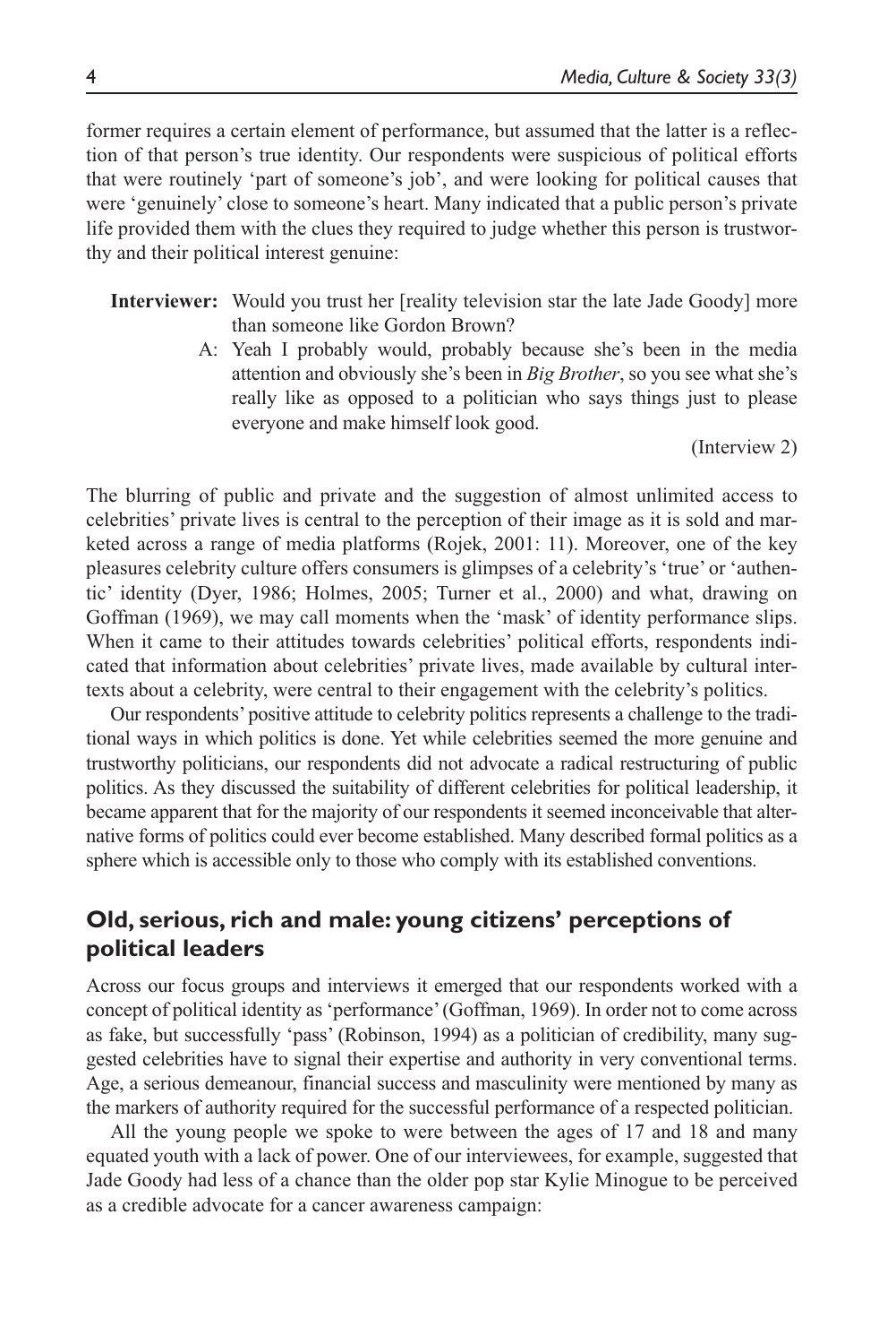former requires a certain element of performance, but assumed that the latter is a reflection of that person's true identity. Our respondents were suspicious of political efforts that were routinely 'part of someone's job', and were looking for political causes that were 'genuinely' close to someone's heart. Many indicated that a public person's private life provided them with the clues they required to judge whether this person is trustworthy and their political interest genuine:

> **Interviewer:** Would you trust her [reality television star the late Jade Goody] more than someone like Gordon Brown?
>
> A: Yeah I probably would, probably because she's been in the media attention and obviously she's been in *Big Brother*, so you see what she's really like as opposed to a politician who says things just to please everyone and make himself look good.
>
> (Interview 2)

The blurring of public and private and the suggestion of almost unlimited access to celebrities' private lives is central to the perception of their image as it is sold and marketed across a range of media platforms (Rojek, 2001: 11). Moreover, one of the key pleasures celebrity culture offers consumers is glimpses of a celebrity's 'true' or 'authentic' identity (Dyer, 1986; Holmes, 2005; Turner et al., 2000) and what, drawing on Goffman (1969), we may call moments when the 'mask' of identity performance slips. When it came to their attitudes towards celebrities' political efforts, respondents indicated that information about celebrities' private lives, made available by cultural intertexts about a celebrity, were central to their engagement with the celebrity's politics.

Our respondents' positive attitude to celebrity politics represents a challenge to the traditional ways in which politics is done. Yet while celebrities seemed the more genuine and trustworthy politicians, our respondents did not advocate a radical restructuring of public politics. As they discussed the suitability of different celebrities for political leadership, it became apparent that for the majority of our respondents it seemed inconceivable that alternative forms of politics could ever become established. Many described formal politics as a sphere which is accessible only to those who comply with its established conventions.

## Old, serious, rich and male: young citizens' perceptions of political leaders

Across our focus groups and interviews it emerged that our respondents worked with a concept of political identity as 'performance' (Goffman, 1969). In order not to come across as fake, but successfully 'pass' (Robinson, 1994) as a politician of credibility, many suggested celebrities have to signal their expertise and authority in very conventional terms. Age, a serious demeanour, financial success and masculinity were mentioned by many as the markers of authority required for the successful performance of a respected politician.

All the young people we spoke to were between the ages of 17 and 18 and many equated youth with a lack of power. One of our interviewees, for example, suggested that Jade Goody had less of a chance than the older pop star Kylie Minogue to be perceived as a credible advocate for a cancer awareness campaign: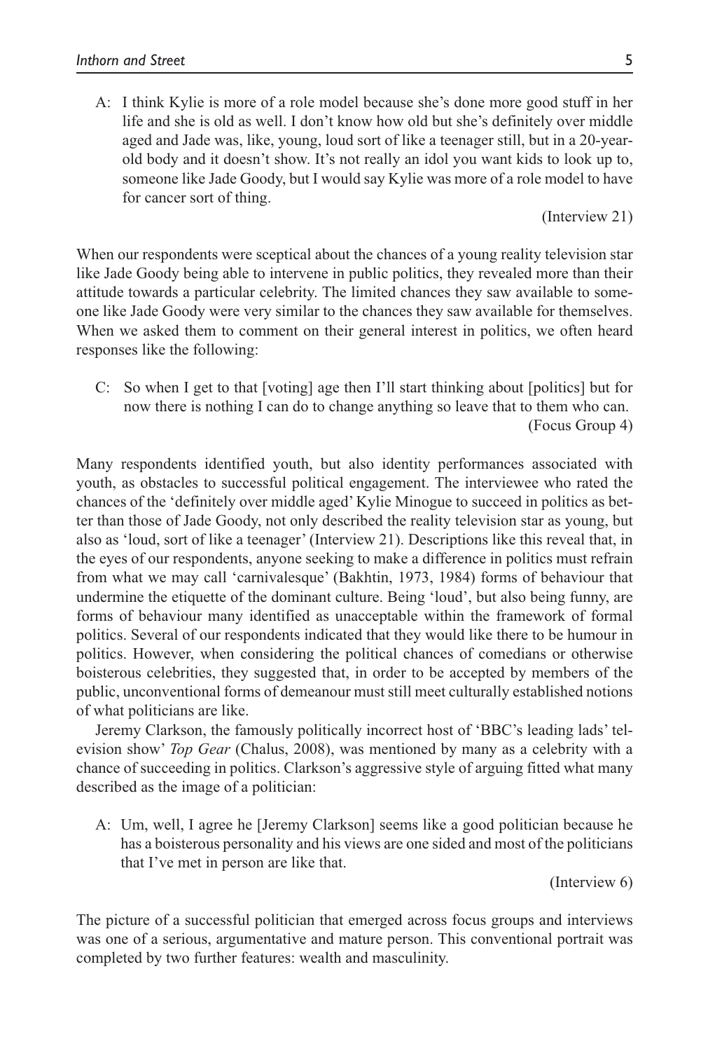A: I think Kylie is more of a role model because she's done more good stuff in her life and she is old as well. I don't know how old but she's definitely over middle aged and Jade was, like, young, loud sort of like a teenager still, but in a 20-year-old body and it doesn't show. It's not really an idol you want kids to look up to, someone like Jade Goody, but I would say Kylie was more of a role model to have for cancer sort of thing.

(Interview 21)

When our respondents were sceptical about the chances of a young reality television star like Jade Goody being able to intervene in public politics, they revealed more than their attitude towards a particular celebrity. The limited chances they saw available to someone like Jade Goody were very similar to the chances they saw available for themselves. When we asked them to comment on their general interest in politics, we often heard responses like the following:

C: So when I get to that [voting] age then I'll start thinking about [politics] but for now there is nothing I can do to change anything so leave that to them who can.

(Focus Group 4)

Many respondents identified youth, but also identity performances associated with youth, as obstacles to successful political engagement. The interviewee who rated the chances of the 'definitely over middle aged' Kylie Minogue to succeed in politics as better than those of Jade Goody, not only described the reality television star as young, but also as 'loud, sort of like a teenager' (Interview 21). Descriptions like this reveal that, in the eyes of our respondents, anyone seeking to make a difference in politics must refrain from what we may call 'carnivalesque' (Bakhtin, 1973, 1984) forms of behaviour that undermine the etiquette of the dominant culture. Being 'loud', but also being funny, are forms of behaviour many identified as unacceptable within the framework of formal politics. Several of our respondents indicated that they would like there to be humour in politics. However, when considering the political chances of comedians or otherwise boisterous celebrities, they suggested that, in order to be accepted by members of the public, unconventional forms of demeanour must still meet culturally established notions of what politicians are like.

Jeremy Clarkson, the famously politically incorrect host of 'BBC's leading lads' television show' *Top Gear* (Chalus, 2008), was mentioned by many as a celebrity with a chance of succeeding in politics. Clarkson's aggressive style of arguing fitted what many described as the image of a politician:

A: Um, well, I agree he [Jeremy Clarkson] seems like a good politician because he has a boisterous personality and his views are one sided and most of the politicians that I've met in person are like that.

(Interview 6)

The picture of a successful politician that emerged across focus groups and interviews was one of a serious, argumentative and mature person. This conventional portrait was completed by two further features: wealth and masculinity.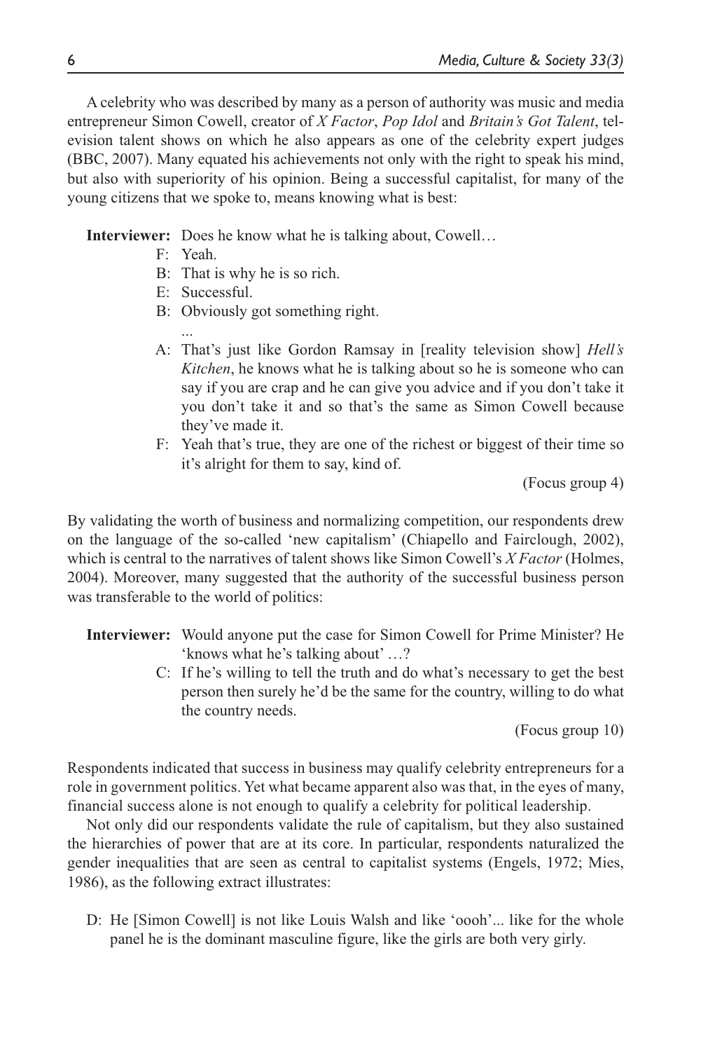A celebrity who was described by many as a person of authority was music and media entrepreneur Simon Cowell, creator of *X Factor*, *Pop Idol* and *Britain's Got Talent*, television talent shows on which he also appears as one of the celebrity expert judges (BBC, 2007). Many equated his achievements not only with the right to speak his mind, but also with superiority of his opinion. Being a successful capitalist, for many of the young citizens that we spoke to, means knowing what is best:

> **Interviewer:** Does he know what he is talking about, Cowell…
>
> F: Yeah.
>
> B: That is why he is so rich.
>
> E: Successful.
>
> B: Obviously got something right.
>
> ...
>
> A: That's just like Gordon Ramsay in [reality television show] *Hell's Kitchen*, he knows what he is talking about so he is someone who can say if you are crap and he can give you advice and if you don't take it you don't take it and so that's the same as Simon Cowell because they've made it.
>
> F: Yeah that's true, they are one of the richest or biggest of their time so it's alright for them to say, kind of.
>
> (Focus group 4)

By validating the worth of business and normalizing competition, our respondents drew on the language of the so-called 'new capitalism' (Chiapello and Fairclough, 2002), which is central to the narratives of talent shows like Simon Cowell's *X Factor* (Holmes, 2004). Moreover, many suggested that the authority of the successful business person was transferable to the world of politics:

> **Interviewer:** Would anyone put the case for Simon Cowell for Prime Minister? He 'knows what he's talking about' …?
>
> C: If he's willing to tell the truth and do what's necessary to get the best person then surely he'd be the same for the country, willing to do what the country needs.
>
> (Focus group 10)

Respondents indicated that success in business may qualify celebrity entrepreneurs for a role in government politics. Yet what became apparent also was that, in the eyes of many, financial success alone is not enough to qualify a celebrity for political leadership.

Not only did our respondents validate the rule of capitalism, but they also sustained the hierarchies of power that are at its core. In particular, respondents naturalized the gender inequalities that are seen as central to capitalist systems (Engels, 1972; Mies, 1986), as the following extract illustrates:

> D: He [Simon Cowell] is not like Louis Walsh and like 'oooh'... like for the whole panel he is the dominant masculine figure, like the girls are both very girly.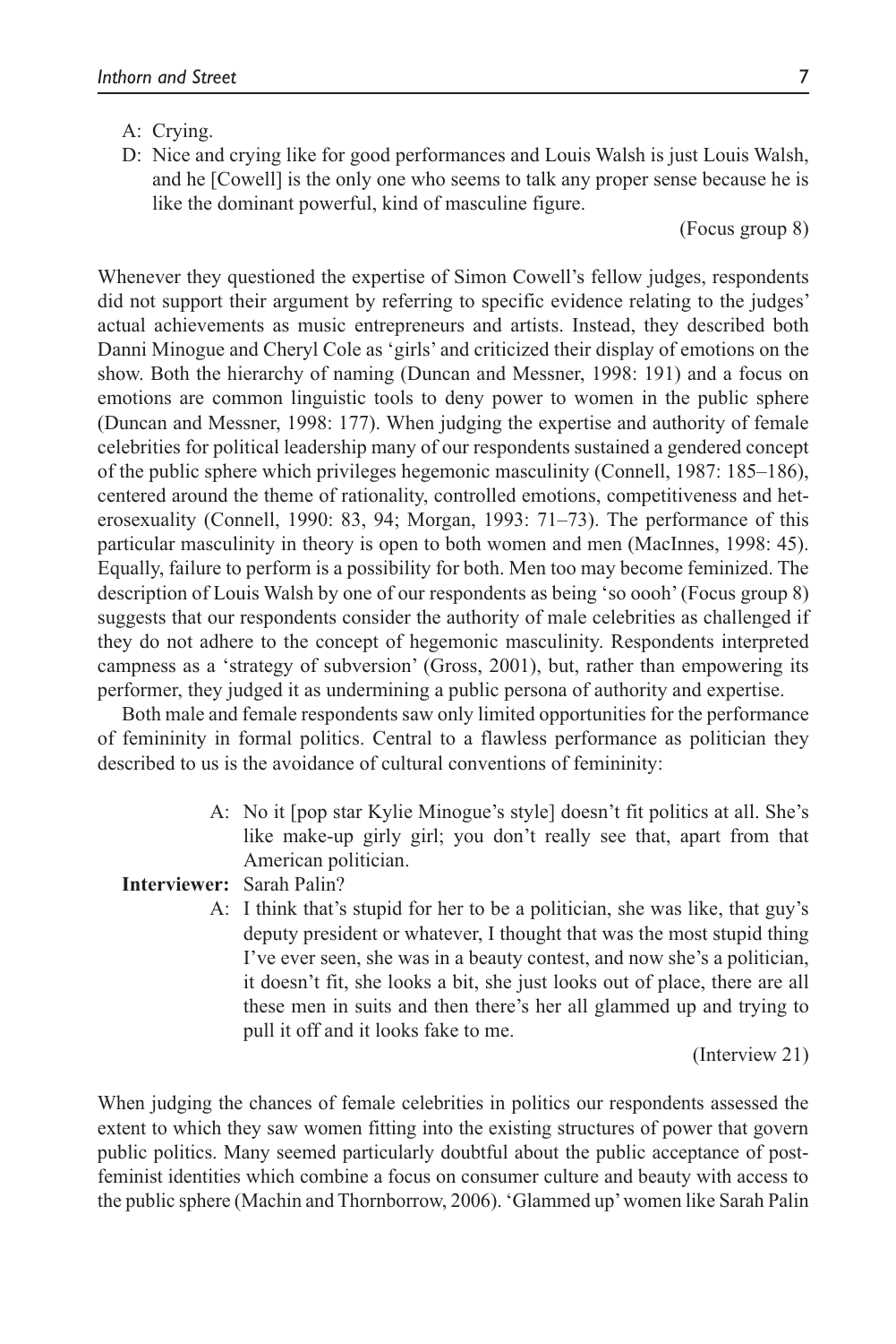A: Crying.

D: Nice and crying like for good performances and Louis Walsh is just Louis Walsh, and he [Cowell] is the only one who seems to talk any proper sense because he is like the dominant powerful, kind of masculine figure.

(Focus group 8)

Whenever they questioned the expertise of Simon Cowell's fellow judges, respondents did not support their argument by referring to specific evidence relating to the judges' actual achievements as music entrepreneurs and artists. Instead, they described both Danni Minogue and Cheryl Cole as 'girls' and criticized their display of emotions on the show. Both the hierarchy of naming (Duncan and Messner, 1998: 191) and a focus on emotions are common linguistic tools to deny power to women in the public sphere (Duncan and Messner, 1998: 177). When judging the expertise and authority of female celebrities for political leadership many of our respondents sustained a gendered concept of the public sphere which privileges hegemonic masculinity (Connell, 1987: 185–186), centered around the theme of rationality, controlled emotions, competitiveness and heterosexuality (Connell, 1990: 83, 94; Morgan, 1993: 71–73). The performance of this particular masculinity in theory is open to both women and men (MacInnes, 1998: 45). Equally, failure to perform is a possibility for both. Men too may become feminized. The description of Louis Walsh by one of our respondents as being 'so oooh' (Focus group 8) suggests that our respondents consider the authority of male celebrities as challenged if they do not adhere to the concept of hegemonic masculinity. Respondents interpreted campness as a 'strategy of subversion' (Gross, 2001), but, rather than empowering its performer, they judged it as undermining a public persona of authority and expertise.

Both male and female respondents saw only limited opportunities for the performance of femininity in formal politics. Central to a flawless performance as politician they described to us is the avoidance of cultural conventions of femininity:

A: No it [pop star Kylie Minogue's style] doesn't fit politics at all. She's like make-up girly girl; you don't really see that, apart from that American politician.

**Interviewer:** Sarah Palin?

A: I think that's stupid for her to be a politician, she was like, that guy's deputy president or whatever, I thought that was the most stupid thing I've ever seen, she was in a beauty contest, and now she's a politician, it doesn't fit, she looks a bit, she just looks out of place, there are all these men in suits and then there's her all glammed up and trying to pull it off and it looks fake to me.

(Interview 21)

When judging the chances of female celebrities in politics our respondents assessed the extent to which they saw women fitting into the existing structures of power that govern public politics. Many seemed particularly doubtful about the public acceptance of post-feminist identities which combine a focus on consumer culture and beauty with access to the public sphere (Machin and Thornborrow, 2006). 'Glammed up' women like Sarah Palin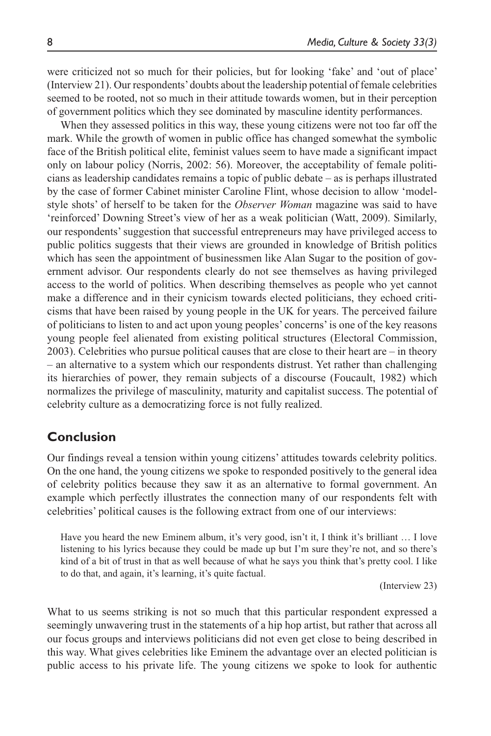were criticized not so much for their policies, but for looking 'fake' and 'out of place' (Interview 21). Our respondents' doubts about the leadership potential of female celebrities seemed to be rooted, not so much in their attitude towards women, but in their perception of government politics which they see dominated by masculine identity performances.

When they assessed politics in this way, these young citizens were not too far off the mark. While the growth of women in public office has changed somewhat the symbolic face of the British political elite, feminist values seem to have made a significant impact only on labour policy (Norris, 2002: 56). Moreover, the acceptability of female politicians as leadership candidates remains a topic of public debate – as is perhaps illustrated by the case of former Cabinet minister Caroline Flint, whose decision to allow 'model-style shots' of herself to be taken for the *Observer Woman* magazine was said to have 'reinforced' Downing Street's view of her as a weak politician (Watt, 2009). Similarly, our respondents' suggestion that successful entrepreneurs may have privileged access to public politics suggests that their views are grounded in knowledge of British politics which has seen the appointment of businessmen like Alan Sugar to the position of government advisor. Our respondents clearly do not see themselves as having privileged access to the world of politics. When describing themselves as people who yet cannot make a difference and in their cynicism towards elected politicians, they echoed criticisms that have been raised by young people in the UK for years. The perceived failure of politicians to listen to and act upon young peoples' concerns' is one of the key reasons young people feel alienated from existing political structures (Electoral Commission, 2003). Celebrities who pursue political causes that are close to their heart are – in theory – an alternative to a system which our respondents distrust. Yet rather than challenging its hierarchies of power, they remain subjects of a discourse (Foucault, 1982) which normalizes the privilege of masculinity, maturity and capitalist success. The potential of celebrity culture as a democratizing force is not fully realized.

## Conclusion

Our findings reveal a tension within young citizens' attitudes towards celebrity politics. On the one hand, the young citizens we spoke to responded positively to the general idea of celebrity politics because they saw it as an alternative to formal government. An example which perfectly illustrates the connection many of our respondents felt with celebrities' political causes is the following extract from one of our interviews:

> Have you heard the new Eminem album, it's very good, isn't it, I think it's brilliant … I love listening to his lyrics because they could be made up but I'm sure they're not, and so there's kind of a bit of trust in that as well because of what he says you think that's pretty cool. I like to do that, and again, it's learning, it's quite factual.
>
> (Interview 23)

What to us seems striking is not so much that this particular respondent expressed a seemingly unwavering trust in the statements of a hip hop artist, but rather that across all our focus groups and interviews politicians did not even get close to being described in this way. What gives celebrities like Eminem the advantage over an elected politician is public access to his private life. The young citizens we spoke to look for authentic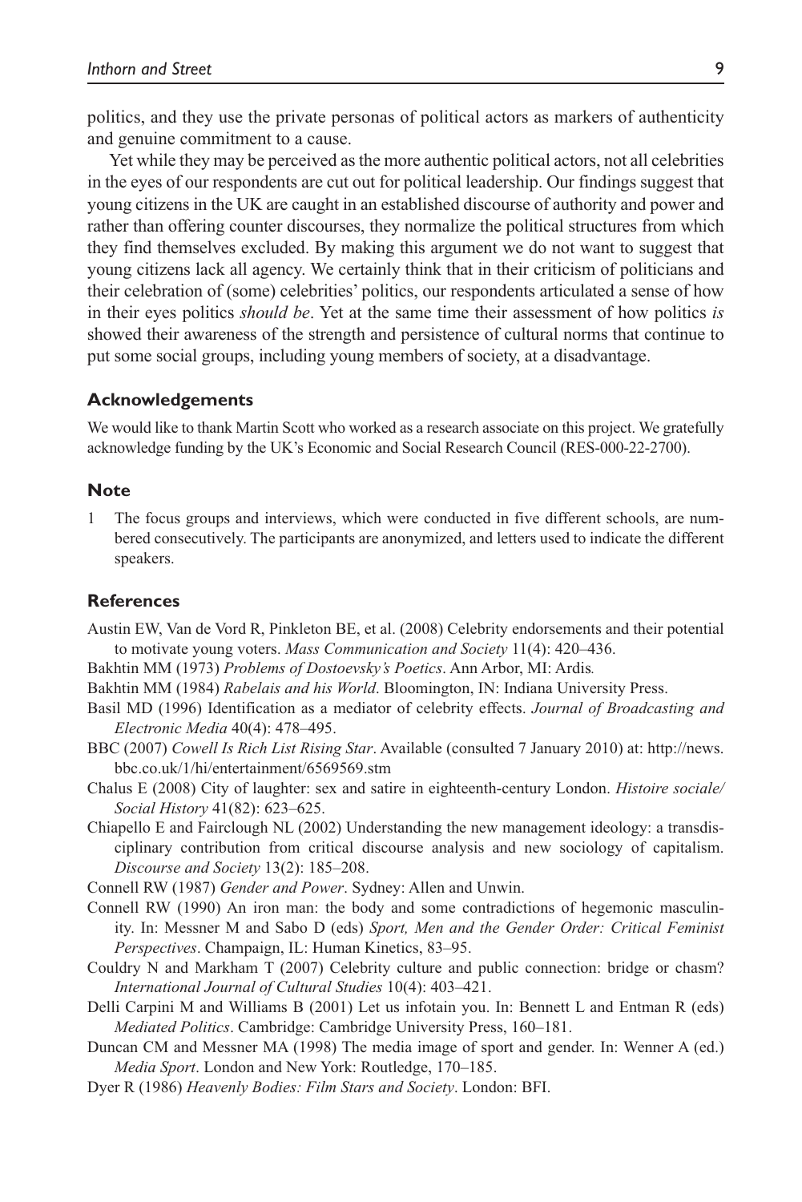politics, and they use the private personas of political actors as markers of authenticity and genuine commitment to a cause.

Yet while they may be perceived as the more authentic political actors, not all celebrities in the eyes of our respondents are cut out for political leadership. Our findings suggest that young citizens in the UK are caught in an established discourse of authority and power and rather than offering counter discourses, they normalize the political structures from which they find themselves excluded. By making this argument we do not want to suggest that young citizens lack all agency. We certainly think that in their criticism of politicians and their celebration of (some) celebrities' politics, our respondents articulated a sense of how in their eyes politics *should be*. Yet at the same time their assessment of how politics *is* showed their awareness of the strength and persistence of cultural norms that continue to put some social groups, including young members of society, at a disadvantage.

## Acknowledgements

We would like to thank Martin Scott who worked as a research associate on this project. We gratefully acknowledge funding by the UK's Economic and Social Research Council (RES-000-22-2700).

## Note

1 The focus groups and interviews, which were conducted in five different schools, are numbered consecutively. The participants are anonymized, and letters used to indicate the different speakers.

## References

Austin EW, Van de Vord R, Pinkleton BE, et al. (2008) Celebrity endorsements and their potential to motivate young voters. *Mass Communication and Society* 11(4): 420–436.

Bakhtin MM (1973) *Problems of Dostoevsky's Poetics*. Ann Arbor, MI: Ardis*.*

Bakhtin MM (1984) *Rabelais and his World*. Bloomington, IN: Indiana University Press.

Basil MD (1996) Identification as a mediator of celebrity effects. *Journal of Broadcasting and Electronic Media* 40(4): 478–495.

BBC (2007) *Cowell Is Rich List Rising Star*. Available (consulted 7 January 2010) at: http://news.bbc.co.uk/1/hi/entertainment/6569569.stm

Chalus E (2008) City of laughter: sex and satire in eighteenth-century London. *Histoire sociale/ Social History* 41(82): 623–625.

Chiapello E and Fairclough NL (2002) Understanding the new management ideology: a transdisciplinary contribution from critical discourse analysis and new sociology of capitalism. *Discourse and Society* 13(2): 185–208.

Connell RW (1987) *Gender and Power*. Sydney: Allen and Unwin.

Connell RW (1990) An iron man: the body and some contradictions of hegemonic masculinity. In: Messner M and Sabo D (eds) *Sport, Men and the Gender Order: Critical Feminist Perspectives*. Champaign, IL: Human Kinetics, 83–95.

Couldry N and Markham T (2007) Celebrity culture and public connection: bridge or chasm? *International Journal of Cultural Studies* 10(4): 403–421.

Delli Carpini M and Williams B (2001) Let us infotain you. In: Bennett L and Entman R (eds) *Mediated Politics*. Cambridge: Cambridge University Press, 160–181.

Duncan CM and Messner MA (1998) The media image of sport and gender. In: Wenner A (ed.) *Media Sport*. London and New York: Routledge, 170–185.

Dyer R (1986) *Heavenly Bodies: Film Stars and Society*. London: BFI.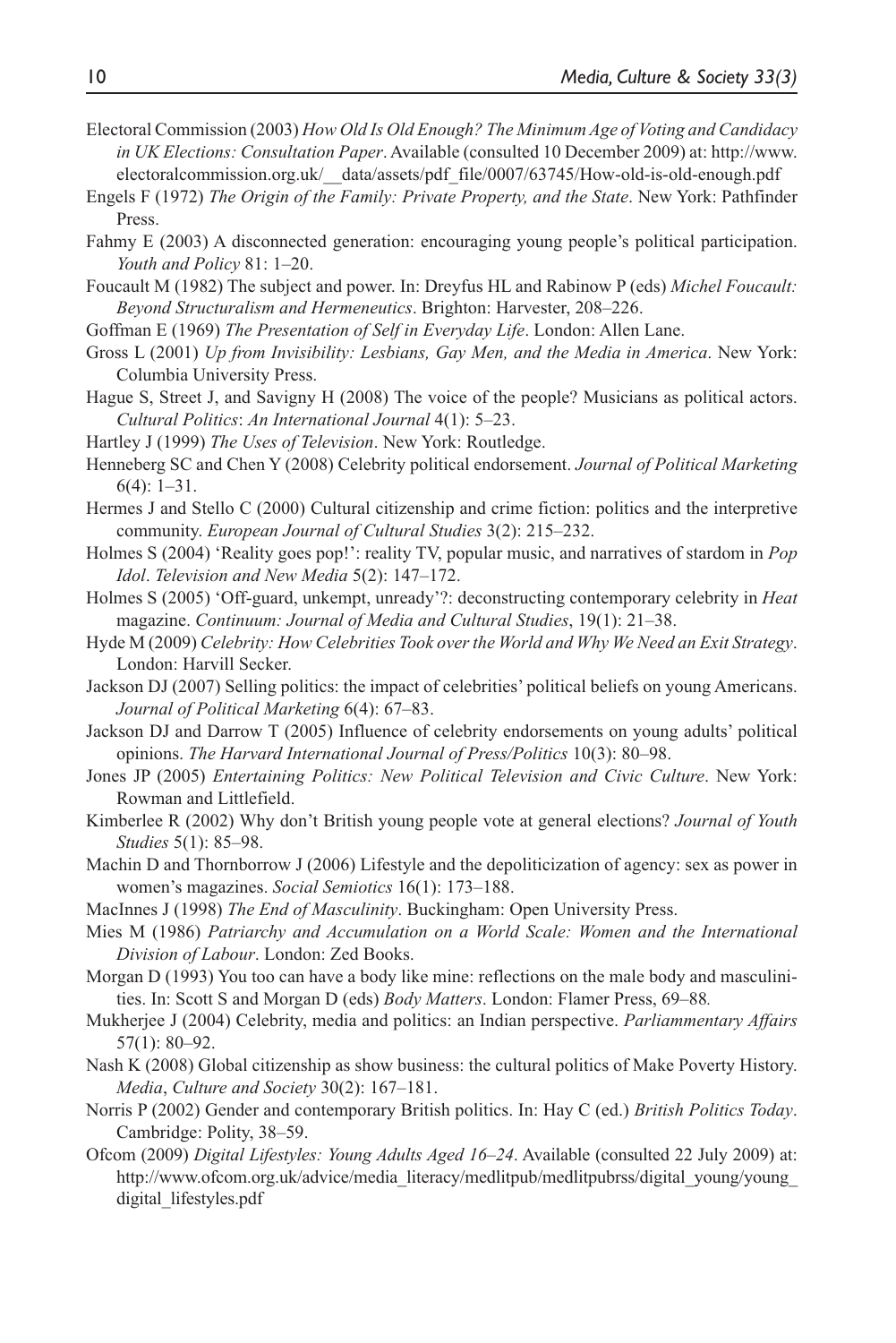Electoral Commission (2003) *How Old Is Old Enough? The Minimum Age of Voting and Candidacy in UK Elections: Consultation Paper*. Available (consulted 10 December 2009) at: http://www.electoralcommission.org.uk/__data/assets/pdf_file/0007/63745/How-old-is-old-enough.pdf

Engels F (1972) *The Origin of the Family: Private Property, and the State*. New York: Pathfinder Press.

Fahmy E (2003) A disconnected generation: encouraging young people's political participation. *Youth and Policy* 81: 1–20.

Foucault M (1982) The subject and power. In: Dreyfus HL and Rabinow P (eds) *Michel Foucault: Beyond Structuralism and Hermeneutics*. Brighton: Harvester, 208–226.

Goffman E (1969) *The Presentation of Self in Everyday Life*. London: Allen Lane.

Gross L (2001) *Up from Invisibility: Lesbians, Gay Men, and the Media in America*. New York: Columbia University Press.

Hague S, Street J, and Savigny H (2008) The voice of the people? Musicians as political actors. *Cultural Politics*: *An International Journal* 4(1): 5–23.

Hartley J (1999) *The Uses of Television*. New York: Routledge.

Henneberg SC and Chen Y (2008) Celebrity political endorsement. *Journal of Political Marketing* 6(4): 1–31.

Hermes J and Stello C (2000) Cultural citizenship and crime fiction: politics and the interpretive community. *European Journal of Cultural Studies* 3(2): 215–232.

Holmes S (2004) 'Reality goes pop!': reality TV, popular music, and narratives of stardom in *Pop Idol*. *Television and New Media* 5(2): 147–172.

Holmes S (2005) 'Off-guard, unkempt, unready'?: deconstructing contemporary celebrity in *Heat* magazine. *Continuum: Journal of Media and Cultural Studies*, 19(1): 21–38.

Hyde M (2009) *Celebrity: How Celebrities Took over the World and Why We Need an Exit Strategy*. London: Harvill Secker.

Jackson DJ (2007) Selling politics: the impact of celebrities' political beliefs on young Americans. *Journal of Political Marketing* 6(4): 67–83.

Jackson DJ and Darrow T (2005) Influence of celebrity endorsements on young adults' political opinions. *The Harvard International Journal of Press/Politics* 10(3): 80–98.

Jones JP (2005) *Entertaining Politics: New Political Television and Civic Culture*. New York: Rowman and Littlefield.

Kimberlee R (2002) Why don't British young people vote at general elections? *Journal of Youth Studies* 5(1): 85–98.

Machin D and Thornborrow J (2006) Lifestyle and the depoliticization of agency: sex as power in women's magazines. *Social Semiotics* 16(1): 173–188.

MacInnes J (1998) *The End of Masculinity*. Buckingham: Open University Press.

Mies M (1986) *Patriarchy and Accumulation on a World Scale: Women and the International Division of Labour*. London: Zed Books.

Morgan D (1993) You too can have a body like mine: reflections on the male body and masculinities. In: Scott S and Morgan D (eds) *Body Matters*. London: Flamer Press, 69–88.

Mukherjee J (2004) Celebrity, media and politics: an Indian perspective. *Parliammentary Affairs* 57(1): 80–92.

Nash K (2008) Global citizenship as show business: the cultural politics of Make Poverty History. *Media*, *Culture and Society* 30(2): 167–181.

Norris P (2002) Gender and contemporary British politics. In: Hay C (ed.) *British Politics Today*. Cambridge: Polity, 38–59.

Ofcom (2009) *Digital Lifestyles: Young Adults Aged 16–24*. Available (consulted 22 July 2009) at: http://www.ofcom.org.uk/advice/media_literacy/medlitpub/medlitpubrss/digital_young/young_digital_lifestyles.pdf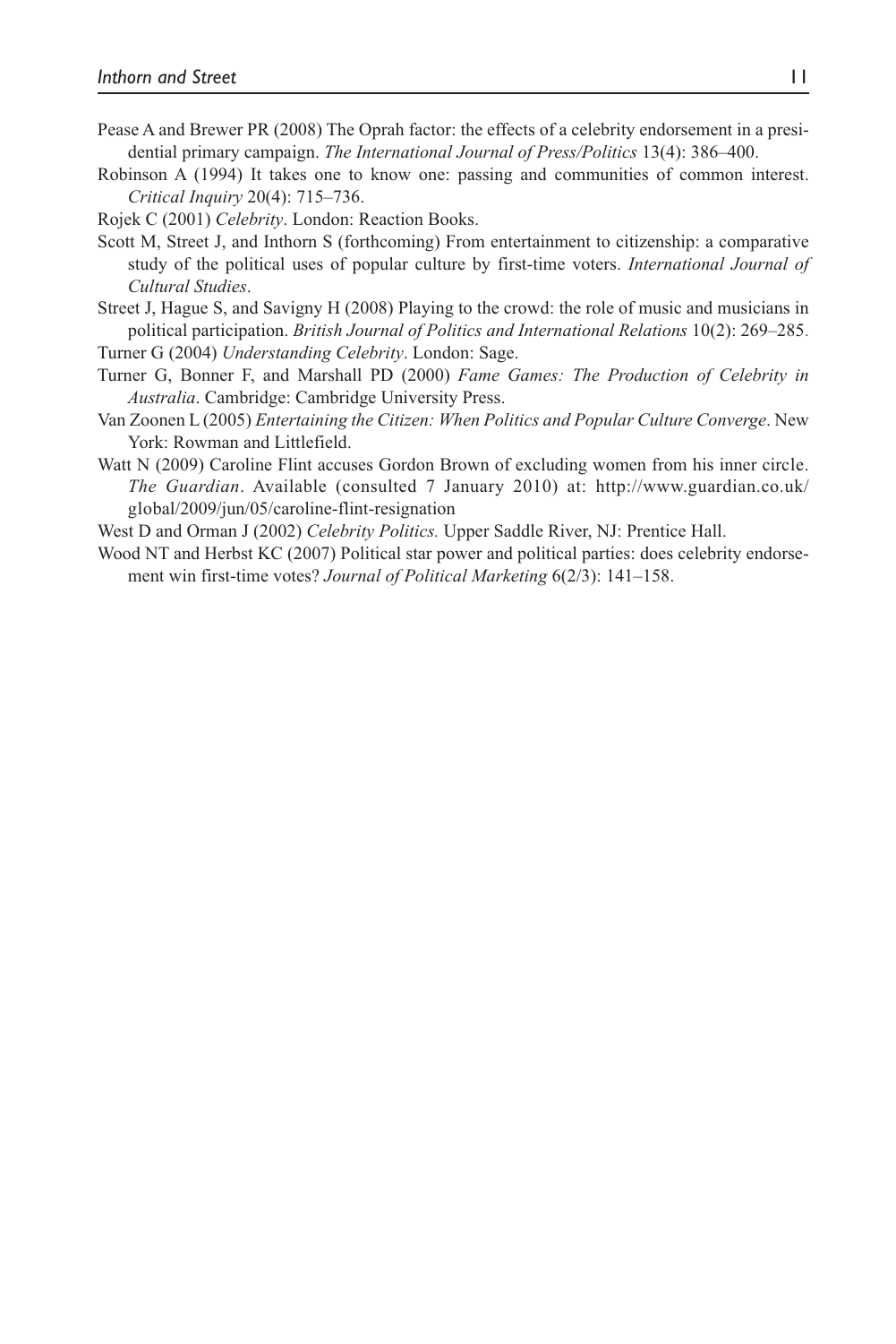Pease A and Brewer PR (2008) The Oprah factor: the effects of a celebrity endorsement in a presidential primary campaign. *The International Journal of Press/Politics* 13(4): 386–400.

Robinson A (1994) It takes one to know one: passing and communities of common interest. *Critical Inquiry* 20(4): 715–736.

Rojek C (2001) *Celebrity*. London: Reaction Books.

Scott M, Street J, and Inthorn S (forthcoming) From entertainment to citizenship: a comparative study of the political uses of popular culture by first-time voters. *International Journal of Cultural Studies*.

Street J, Hague S, and Savigny H (2008) Playing to the crowd: the role of music and musicians in political participation. *British Journal of Politics and International Relations* 10(2): 269–285.

Turner G (2004) *Understanding Celebrity*. London: Sage.

Turner G, Bonner F, and Marshall PD (2000) *Fame Games: The Production of Celebrity in Australia*. Cambridge: Cambridge University Press.

Van Zoonen L (2005) *Entertaining the Citizen: When Politics and Popular Culture Converge*. New York: Rowman and Littlefield.

Watt N (2009) Caroline Flint accuses Gordon Brown of excluding women from his inner circle. *The Guardian*. Available (consulted 7 January 2010) at: http://www.guardian.co.uk/global/2009/jun/05/caroline-flint-resignation

West D and Orman J (2002) *Celebrity Politics.* Upper Saddle River, NJ: Prentice Hall.

Wood NT and Herbst KC (2007) Political star power and political parties: does celebrity endorsement win first-time votes? *Journal of Political Marketing* 6(2/3): 141–158.